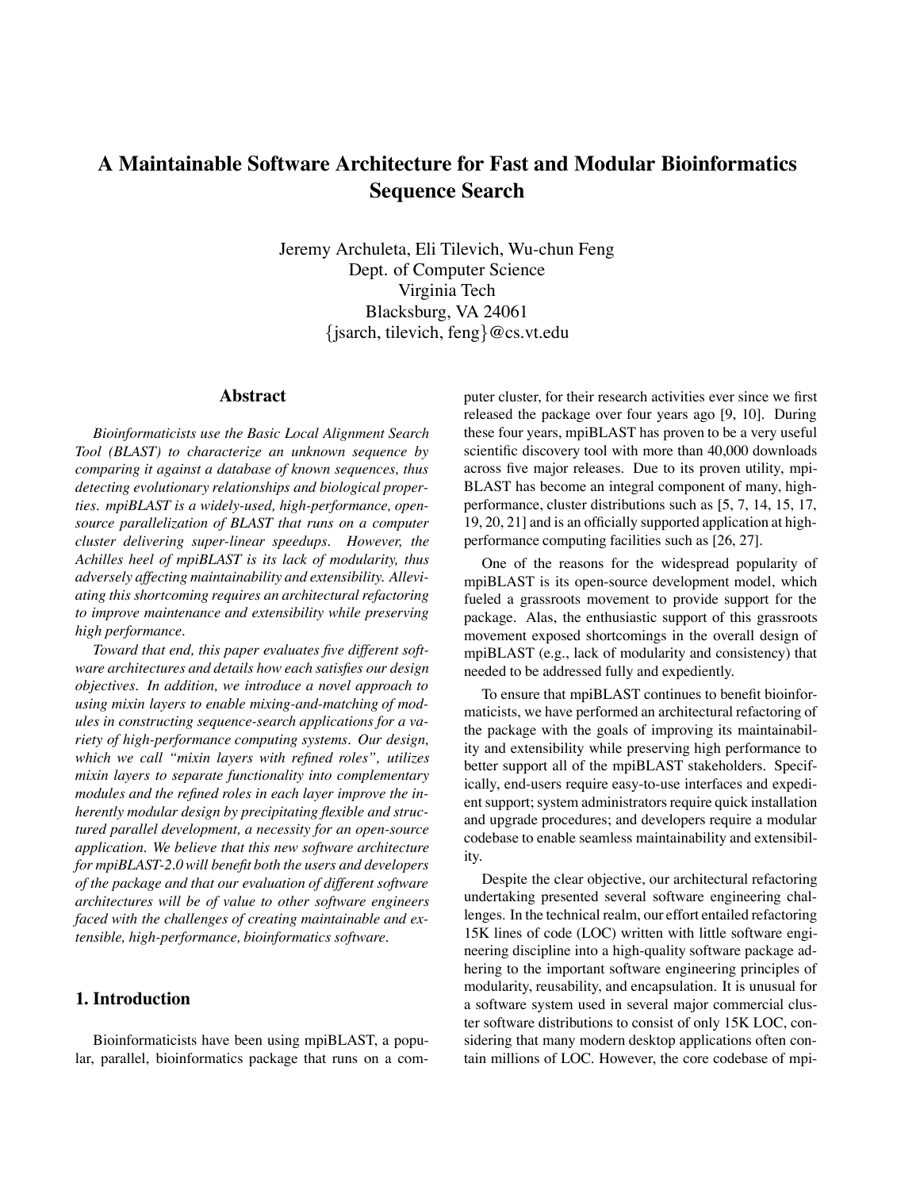# A Maintainable Software Architecture for Fast and Modular Bioinformatics Sequence Search

Jeremy Archuleta, Eli Tilevich, Wu-chun Feng
Dept. of Computer Science
Virginia Tech
Blacksburg, VA 24061
{jsarch, tilevich, feng}@cs.vt.edu

## Abstract

*Bioinformaticists use the Basic Local Alignment Search Tool (BLAST) to characterize an unknown sequence by comparing it against a database of known sequences, thus detecting evolutionary relationships and biological properties. mpiBLAST is a widely-used, high-performance, open-source parallelization of BLAST that runs on a computer cluster delivering super-linear speedups. However, the Achilles heel of mpiBLAST is its lack of modularity, thus adversely affecting maintainability and extensibility. Alleviating this shortcoming requires an architectural refactoring to improve maintenance and extensibility while preserving high performance.*

*Toward that end, this paper evaluates five different software architectures and details how each satisfies our design objectives. In addition, we introduce a novel approach to using mixin layers to enable mixing-and-matching of modules in constructing sequence-search applications for a variety of high-performance computing systems. Our design, which we call "mixin layers with refined roles", utilizes mixin layers to separate functionality into complementary modules and the refined roles in each layer improve the inherently modular design by precipitating flexible and structured parallel development, a necessity for an open-source application. We believe that this new software architecture for mpiBLAST-2.0 will benefit both the users and developers of the package and that our evaluation of different software architectures will be of value to other software engineers faced with the challenges of creating maintainable and extensible, high-performance, bioinformatics software.*

## 1. Introduction

Bioinformaticists have been using mpiBLAST, a popular, parallel, bioinformatics package that runs on a computer cluster, for their research activities ever since we first released the package over four years ago [9, 10]. During these four years, mpiBLAST has proven to be a very useful scientific discovery tool with more than 40,000 downloads across five major releases. Due to its proven utility, mpiBLAST has become an integral component of many, high-performance, cluster distributions such as [5, 7, 14, 15, 17, 19, 20, 21] and is an officially supported application at high-performance computing facilities such as [26, 27].

One of the reasons for the widespread popularity of mpiBLAST is its open-source development model, which fueled a grassroots movement to provide support for the package. Alas, the enthusiastic support of this grassroots movement exposed shortcomings in the overall design of mpiBLAST (e.g., lack of modularity and consistency) that needed to be addressed fully and expediently.

To ensure that mpiBLAST continues to benefit bioinformaticists, we have performed an architectural refactoring of the package with the goals of improving its maintainability and extensibility while preserving high performance to better support all of the mpiBLAST stakeholders. Specifically, end-users require easy-to-use interfaces and expedient support; system administrators require quick installation and upgrade procedures; and developers require a modular codebase to enable seamless maintainability and extensibility.

Despite the clear objective, our architectural refactoring undertaking presented several software engineering challenges. In the technical realm, our effort entailed refactoring 15K lines of code (LOC) written with little software engineering discipline into a high-quality software package adhering to the important software engineering principles of modularity, reusability, and encapsulation. It is unusual for a software system used in several major commercial cluster software distributions to consist of only 15K LOC, considering that many modern desktop applications often contain millions of LOC. However, the core codebase of mpi-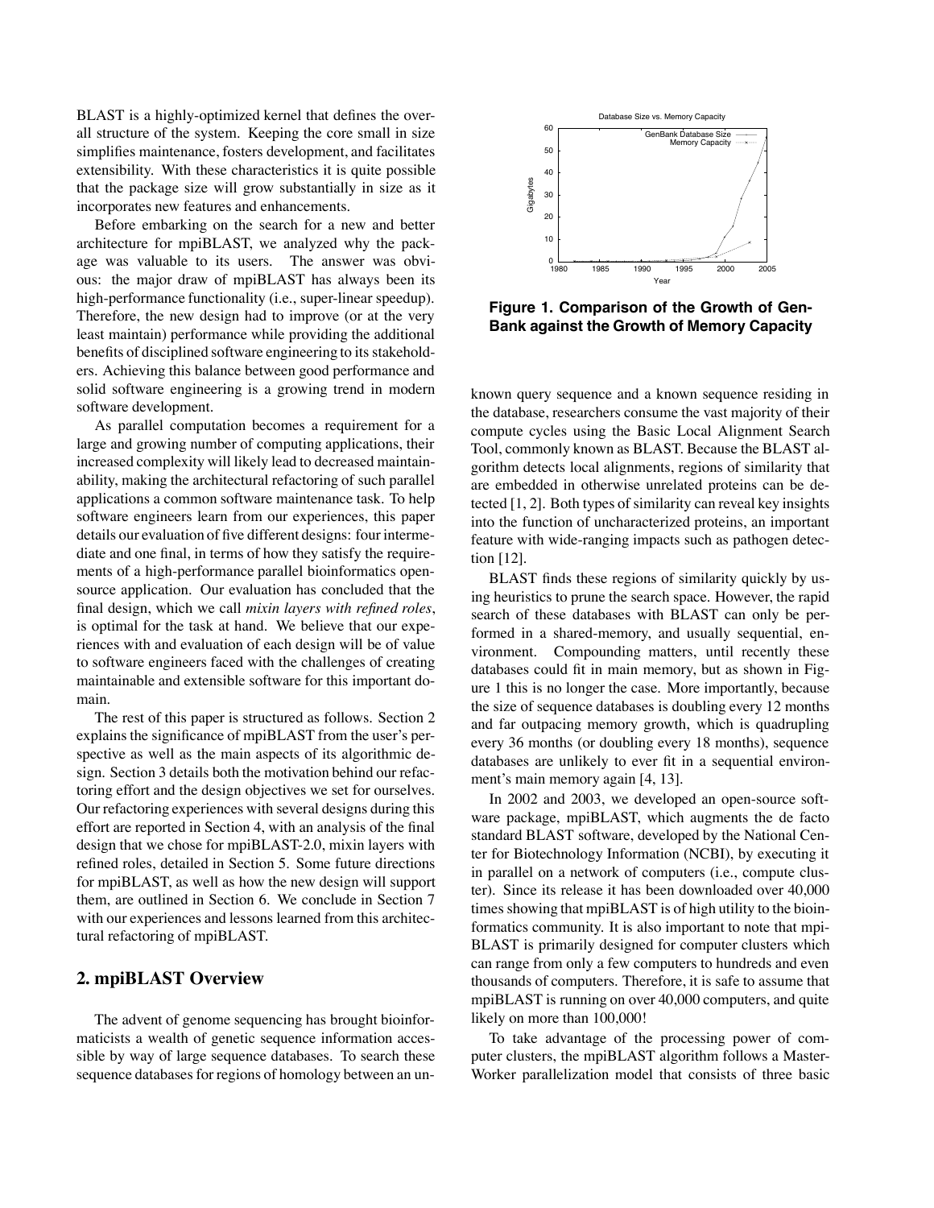BLAST is a highly-optimized kernel that defines the overall structure of the system. Keeping the core small in size simplifies maintenance, fosters development, and facilitates extensibility. With these characteristics it is quite possible that the package size will grow substantially in size as it incorporates new features and enhancements.

Before embarking on the search for a new and better architecture for mpiBLAST, we analyzed why the package was valuable to its users. The answer was obvious: the major draw of mpiBLAST has always been its high-performance functionality (i.e., super-linear speedup). Therefore, the new design had to improve (or at the very least maintain) performance while providing the additional benefits of disciplined software engineering to its stakeholders. Achieving this balance between good performance and solid software engineering is a growing trend in modern software development.

As parallel computation becomes a requirement for a large and growing number of computing applications, their increased complexity will likely lead to decreased maintainability, making the architectural refactoring of such parallel applications a common software maintenance task. To help software engineers learn from our experiences, this paper details our evaluation of five different designs: four intermediate and one final, in terms of how they satisfy the requirements of a high-performance parallel bioinformatics open-source application. Our evaluation has concluded that the final design, which we call *mixin layers with refined roles*, is optimal for the task at hand. We believe that our experiences with and evaluation of each design will be of value to software engineers faced with the challenges of creating maintainable and extensible software for this important domain.

The rest of this paper is structured as follows. Section 2 explains the significance of mpiBLAST from the user's perspective as well as the main aspects of its algorithmic design. Section 3 details both the motivation behind our refactoring effort and the design objectives we set for ourselves. Our refactoring experiences with several designs during this effort are reported in Section 4, with an analysis of the final design that we chose for mpiBLAST-2.0, mixin layers with refined roles, detailed in Section 5. Some future directions for mpiBLAST, as well as how the new design will support them, are outlined in Section 6. We conclude in Section 7 with our experiences and lessons learned from this architectural refactoring of mpiBLAST.

## 2. mpiBLAST Overview

The advent of genome sequencing has brought bioinformaticists a wealth of genetic sequence information accessible by way of large sequence databases. To search these sequence databases for regions of homology between an unknown query sequence and a known sequence residing in the database, researchers consume the vast majority of their compute cycles using the Basic Local Alignment Search Tool, commonly known as BLAST. Because the BLAST algorithm detects local alignments, regions of similarity that are embedded in otherwise unrelated proteins can be detected [1, 2]. Both types of similarity can reveal key insights into the function of uncharacterized proteins, an important feature with wide-ranging impacts such as pathogen detection [12].

Database Size vs. Memory Capacity

GenBank Database Size
Memory Capacity

Gigabytes

0
10
20
30
40
50
60

1980
1985
1990
1995
2000
2005

Year

**Figure 1. Comparison of the Growth of GenBank against the Growth of Memory Capacity**

BLAST finds these regions of similarity quickly by using heuristics to prune the search space. However, the rapid search of these databases with BLAST can only be performed in a shared-memory, and usually sequential, environment. Compounding matters, until recently these databases could fit in main memory, but as shown in Figure 1 this is no longer the case. More importantly, because the size of sequence databases is doubling every 12 months and far outpacing memory growth, which is quadrupling every 36 months (or doubling every 18 months), sequence databases are unlikely to ever fit in a sequential environment's main memory again [4, 13].

In 2002 and 2003, we developed an open-source software package, mpiBLAST, which augments the de facto standard BLAST software, developed by the National Center for Biotechnology Information (NCBI), by executing it in parallel on a network of computers (i.e., compute cluster). Since its release it has been downloaded over 40,000 times showing that mpiBLAST is of high utility to the bioinformatics community. It is also important to note that mpiBLAST is primarily designed for computer clusters which can range from only a few computers to hundreds and even thousands of computers. Therefore, it is safe to assume that mpiBLAST is running on over 40,000 computers, and quite likely on more than 100,000!

To take advantage of the processing power of computer clusters, the mpiBLAST algorithm follows a Master-Worker parallelization model that consists of three basic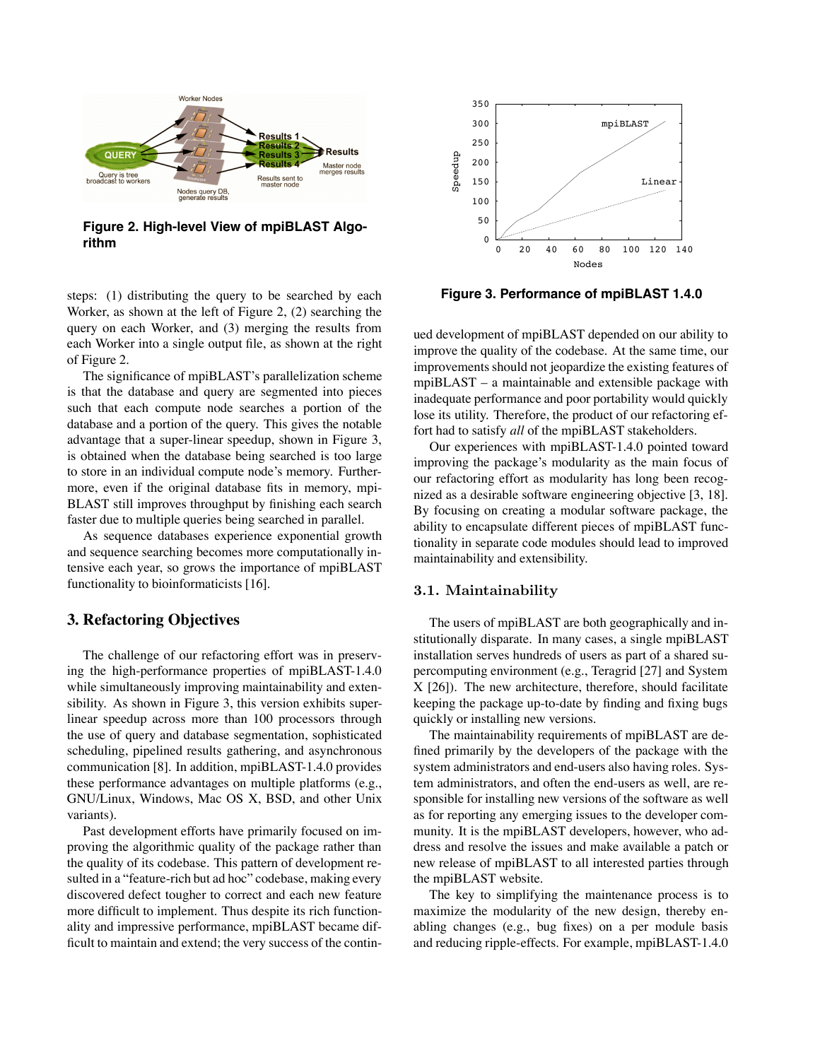**Figure 2. High-level View of mpiBLAST Algorithm**

steps: (1) distributing the query to be searched by each Worker, as shown at the left of Figure 2, (2) searching the query on each Worker, and (3) merging the results from each Worker into a single output file, as shown at the right of Figure 2.

The significance of mpiBLAST's parallelization scheme is that the database and query are segmented into pieces such that each compute node searches a portion of the database and a portion of the query. This gives the notable advantage that a super-linear speedup, shown in Figure 3, is obtained when the database being searched is too large to store in an individual compute node's memory. Furthermore, even if the original database fits in memory, mpiBLAST still improves throughput by finishing each search faster due to multiple queries being searched in parallel.

As sequence databases experience exponential growth and sequence searching becomes more computationally intensive each year, so grows the importance of mpiBLAST functionality to bioinformaticists [16].

## 3. Refactoring Objectives

The challenge of our refactoring effort was in preserving the high-performance properties of mpiBLAST-1.4.0 while simultaneously improving maintainability and extensibility. As shown in Figure 3, this version exhibits super-linear speedup across more than 100 processors through the use of query and database segmentation, sophisticated scheduling, pipelined results gathering, and asynchronous communication [8]. In addition, mpiBLAST-1.4.0 provides these performance advantages on multiple platforms (e.g., GNU/Linux, Windows, Mac OS X, BSD, and other Unix variants).

Past development efforts have primarily focused on improving the algorithmic quality of the package rather than the quality of its codebase. This pattern of development resulted in a "feature-rich but ad hoc" codebase, making every discovered defect tougher to correct and each new feature more difficult to implement. Thus despite its rich functionality and impressive performance, mpiBLAST became difficult to maintain and extend; the very success of the continued development of mpiBLAST depended on our ability to improve the quality of the codebase. At the same time, our improvements should not jeopardize the existing features of mpiBLAST – a maintainable and extensible package with inadequate performance and poor portability would quickly lose its utility. Therefore, the product of our refactoring effort had to satisfy *all* of the mpiBLAST stakeholders.

**Figure 3. Performance of mpiBLAST 1.4.0**

Our experiences with mpiBLAST-1.4.0 pointed toward improving the package's modularity as the main focus of our refactoring effort as modularity has long been recognized as a desirable software engineering objective [3, 18]. By focusing on creating a modular software package, the ability to encapsulate different pieces of mpiBLAST functionality in separate code modules should lead to improved maintainability and extensibility.

### 3.1. Maintainability

The users of mpiBLAST are both geographically and institutionally disparate. In many cases, a single mpiBLAST installation serves hundreds of users as part of a shared supercomputing environment (e.g., Teragrid [27] and System X [26]). The new architecture, therefore, should facilitate keeping the package up-to-date by finding and fixing bugs quickly or installing new versions.

The maintainability requirements of mpiBLAST are defined primarily by the developers of the package with the system administrators and end-users also having roles. System administrators, and often the end-users as well, are responsible for installing new versions of the software as well as for reporting any emerging issues to the developer community. It is the mpiBLAST developers, however, who address and resolve the issues and make available a patch or new release of mpiBLAST to all interested parties through the mpiBLAST website.

The key to simplifying the maintenance process is to maximize the modularity of the new design, thereby enabling changes (e.g., bug fixes) on a per module basis and reducing ripple-effects. For example, mpiBLAST-1.4.0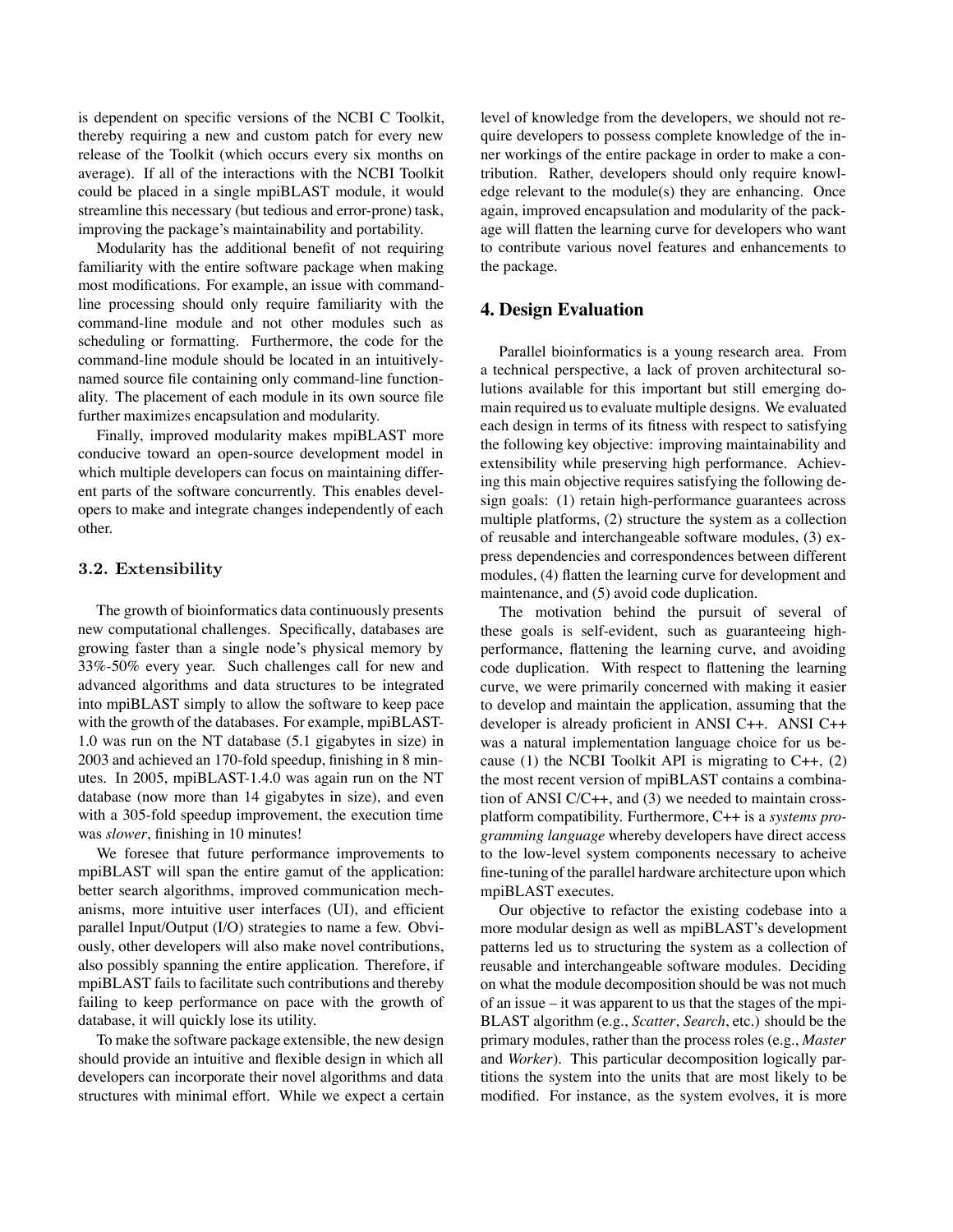is dependent on specific versions of the NCBI C Toolkit, thereby requiring a new and custom patch for every new release of the Toolkit (which occurs every six months on average). If all of the interactions with the NCBI Toolkit could be placed in a single mpiBLAST module, it would streamline this necessary (but tedious and error-prone) task, improving the package's maintainability and portability.

Modularity has the additional benefit of not requiring familiarity with the entire software package when making most modifications. For example, an issue with command-line processing should only require familiarity with the command-line module and not other modules such as scheduling or formatting. Furthermore, the code for the command-line module should be located in an intuitively-named source file containing only command-line functionality. The placement of each module in its own source file further maximizes encapsulation and modularity.

Finally, improved modularity makes mpiBLAST more conducive toward an open-source development model in which multiple developers can focus on maintaining different parts of the software concurrently. This enables developers to make and integrate changes independently of each other.

### 3.2. Extensibility

The growth of bioinformatics data continuously presents new computational challenges. Specifically, databases are growing faster than a single node's physical memory by 33%-50% every year. Such challenges call for new and advanced algorithms and data structures to be integrated into mpiBLAST simply to allow the software to keep pace with the growth of the databases. For example, mpiBLAST-1.0 was run on the NT database (5.1 gigabytes in size) in 2003 and achieved an 170-fold speedup, finishing in 8 minutes. In 2005, mpiBLAST-1.4.0 was again run on the NT database (now more than 14 gigabytes in size), and even with a 305-fold speedup improvement, the execution time was *slower*, finishing in 10 minutes!

We foresee that future performance improvements to mpiBLAST will span the entire gamut of the application: better search algorithms, improved communication mechanisms, more intuitive user interfaces (UI), and efficient parallel Input/Output (I/O) strategies to name a few. Obviously, other developers will also make novel contributions, also possibly spanning the entire application. Therefore, if mpiBLAST fails to facilitate such contributions and thereby failing to keep performance on pace with the growth of database, it will quickly lose its utility.

To make the software package extensible, the new design should provide an intuitive and flexible design in which all developers can incorporate their novel algorithms and data structures with minimal effort. While we expect a certain level of knowledge from the developers, we should not require developers to possess complete knowledge of the inner workings of the entire package in order to make a contribution. Rather, developers should only require knowledge relevant to the module(s) they are enhancing. Once again, improved encapsulation and modularity of the package will flatten the learning curve for developers who want to contribute various novel features and enhancements to the package.

## 4. Design Evaluation

Parallel bioinformatics is a young research area. From a technical perspective, a lack of proven architectural solutions available for this important but still emerging domain required us to evaluate multiple designs. We evaluated each design in terms of its fitness with respect to satisfying the following key objective: improving maintainability and extensibility while preserving high performance. Achieving this main objective requires satisfying the following design goals: (1) retain high-performance guarantees across multiple platforms, (2) structure the system as a collection of reusable and interchangeable software modules, (3) express dependencies and correspondences between different modules, (4) flatten the learning curve for development and maintenance, and (5) avoid code duplication.

The motivation behind the pursuit of several of these goals is self-evident, such as guaranteeing high-performance, flattening the learning curve, and avoiding code duplication. With respect to flattening the learning curve, we were primarily concerned with making it easier to develop and maintain the application, assuming that the developer is already proficient in ANSI C++. ANSI C++ was a natural implementation language choice for us because (1) the NCBI Toolkit API is migrating to C++, (2) the most recent version of mpiBLAST contains a combination of ANSI C/C++, and (3) we needed to maintain cross-platform compatibility. Furthermore, C++ is a *systems programming language* whereby developers have direct access to the low-level system components necessary to acheive fine-tuning of the parallel hardware architecture upon which mpiBLAST executes.

Our objective to refactor the existing codebase into a more modular design as well as mpiBLAST's development patterns led us to structuring the system as a collection of reusable and interchangeable software modules. Deciding on what the module decomposition should be was not much of an issue – it was apparent to us that the stages of the mpiBLAST algorithm (e.g., *Scatter*, *Search*, etc.) should be the primary modules, rather than the process roles (e.g., *Master* and *Worker*). This particular decomposition logically partitions the system into the units that are most likely to be modified. For instance, as the system evolves, it is more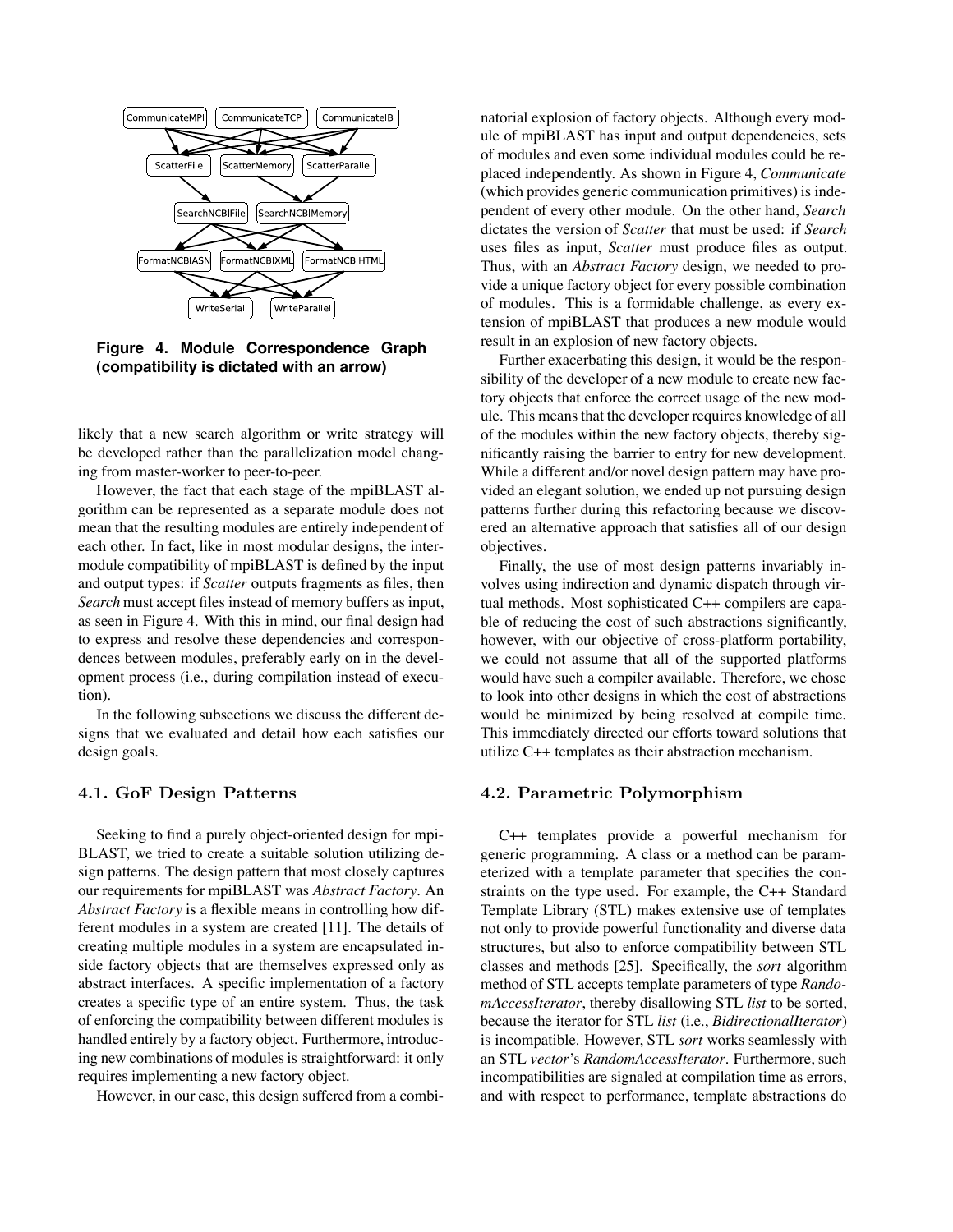**Figure 4. Module Correspondence Graph (compatibility is dictated with an arrow)**

likely that a new search algorithm or write strategy will be developed rather than the parallelization model changing from master-worker to peer-to-peer.

However, the fact that each stage of the mpiBLAST algorithm can be represented as a separate module does not mean that the resulting modules are entirely independent of each other. In fact, like in most modular designs, the inter-module compatibility of mpiBLAST is defined by the input and output types: if *Scatter* outputs fragments as files, then *Search* must accept files instead of memory buffers as input, as seen in Figure 4. With this in mind, our final design had to express and resolve these dependencies and correspondences between modules, preferably early on in the development process (i.e., during compilation instead of execution).

In the following subsections we discuss the different designs that we evaluated and detail how each satisfies our design goals.

### 4.1. GoF Design Patterns

Seeking to find a purely object-oriented design for mpiBLAST, we tried to create a suitable solution utilizing design patterns. The design pattern that most closely captures our requirements for mpiBLAST was *Abstract Factory*. An *Abstract Factory* is a flexible means in controlling how different modules in a system are created [11]. The details of creating multiple modules in a system are encapsulated inside factory objects that are themselves expressed only as abstract interfaces. A specific implementation of a factory creates a specific type of an entire system. Thus, the task of enforcing the compatibility between different modules is handled entirely by a factory object. Furthermore, introducing new combinations of modules is straightforward: it only requires implementing a new factory object.

However, in our case, this design suffered from a combinatorial explosion of factory objects. Although every module of mpiBLAST has input and output dependencies, sets of modules and even some individual modules could be replaced independently. As shown in Figure 4, *Communicate* (which provides generic communication primitives) is independent of every other module. On the other hand, *Search* dictates the version of *Scatter* that must be used: if *Search* uses files as input, *Scatter* must produce files as output. Thus, with an *Abstract Factory* design, we needed to provide a unique factory object for every possible combination of modules. This is a formidable challenge, as every extension of mpiBLAST that produces a new module would result in an explosion of new factory objects.

Further exacerbating this design, it would be the responsibility of the developer of a new module to create new factory objects that enforce the correct usage of the new module. This means that the developer requires knowledge of all of the modules within the new factory objects, thereby significantly raising the barrier to entry for new development. While a different and/or novel design pattern may have provided an elegant solution, we ended up not pursuing design patterns further during this refactoring because we discovered an alternative approach that satisfies all of our design objectives.

Finally, the use of most design patterns invariably involves using indirection and dynamic dispatch through virtual methods. Most sophisticated C++ compilers are capable of reducing the cost of such abstractions significantly, however, with our objective of cross-platform portability, we could not assume that all of the supported platforms would have such a compiler available. Therefore, we chose to look into other designs in which the cost of abstractions would be minimized by being resolved at compile time. This immediately directed our efforts toward solutions that utilize C++ templates as their abstraction mechanism.

### 4.2. Parametric Polymorphism

C++ templates provide a powerful mechanism for generic programming. A class or a method can be parameterized with a template parameter that specifies the constraints on the type used. For example, the C++ Standard Template Library (STL) makes extensive use of templates not only to provide powerful functionality and diverse data structures, but also to enforce compatibility between STL classes and methods [25]. Specifically, the *sort* algorithm method of STL accepts template parameters of type *RandomAccessIterator*, thereby disallowing STL *list* to be sorted, because the iterator for STL *list* (i.e., *BidirectionalIterator*) is incompatible. However, STL *sort* works seamlessly with an STL *vector*'s *RandomAccessIterator*. Furthermore, such incompatibilities are signaled at compilation time as errors, and with respect to performance, template abstractions do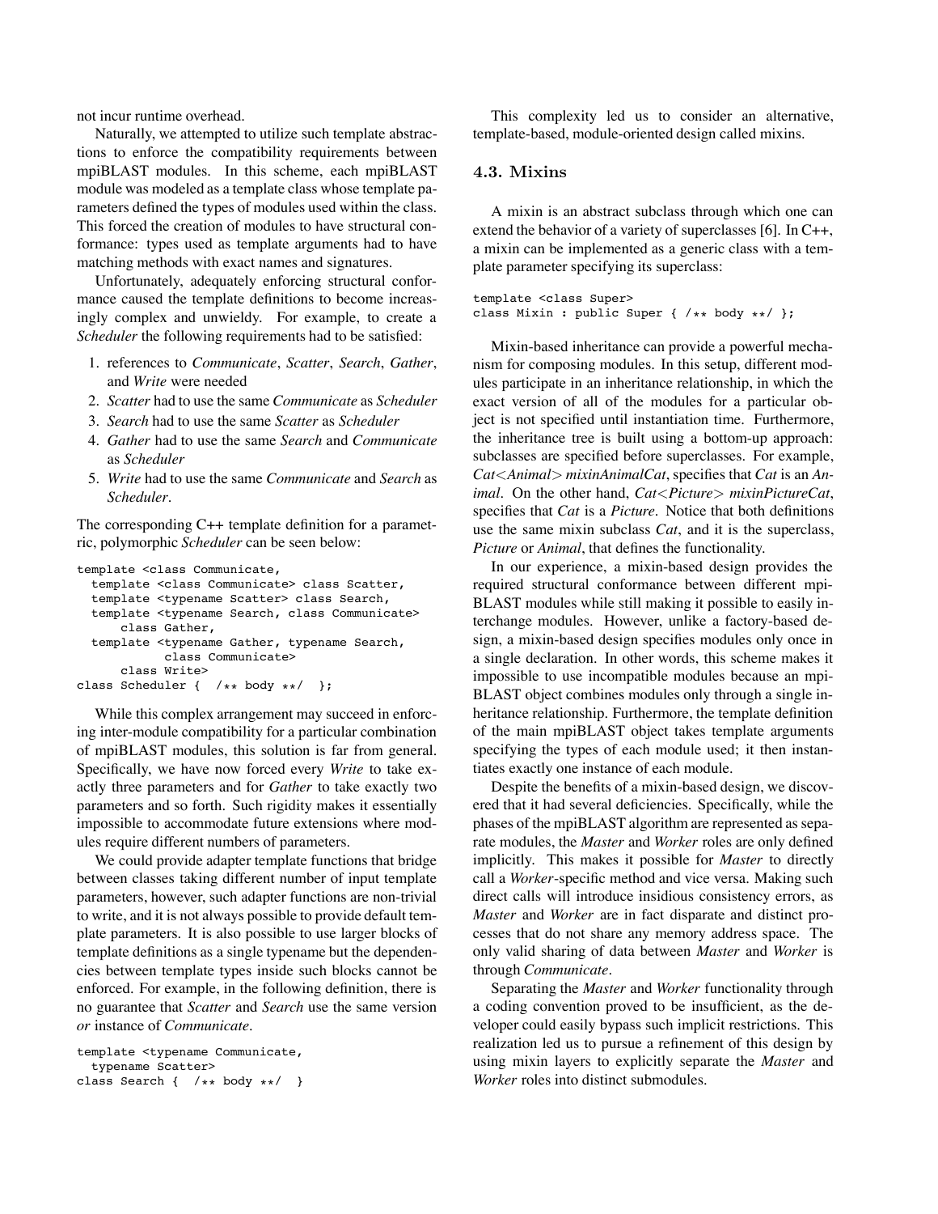not incur runtime overhead.

Naturally, we attempted to utilize such template abstractions to enforce the compatibility requirements between mpiBLAST modules. In this scheme, each mpiBLAST module was modeled as a template class whose template parameters defined the types of modules used within the class. This forced the creation of modules to have structural conformance: types used as template arguments had to have matching methods with exact names and signatures.

Unfortunately, adequately enforcing structural conformance caused the template definitions to become increasingly complex and unwieldy. For example, to create a *Scheduler* the following requirements had to be satisfied:

1. references to *Communicate*, *Scatter*, *Search*, *Gather*, and *Write* were needed
2. *Scatter* had to use the same *Communicate* as *Scheduler*
3. *Search* had to use the same *Scatter* as *Scheduler*
4. *Gather* had to use the same *Search* and *Communicate* as *Scheduler*
5. *Write* had to use the same *Communicate* and *Search* as *Scheduler*.

The corresponding C++ template definition for a parametric, polymorphic *Scheduler* can be seen below:

```
template <class Communicate,
  template <class Communicate> class Scatter,
  template <typename Scatter> class Search,
  template <typename Search, class Communicate>
      class Gather,
  template <typename Gather, typename Search,
           class Communicate>
      class Write>
class Scheduler {  /** body **/  };
```

While this complex arrangement may succeed in enforcing inter-module compatibility for a particular combination of mpiBLAST modules, this solution is far from general. Specifically, we have now forced every *Write* to take exactly three parameters and for *Gather* to take exactly two parameters and so forth. Such rigidity makes it essentially impossible to accommodate future extensions where modules require different numbers of parameters.

We could provide adapter template functions that bridge between classes taking different number of input template parameters, however, such adapter functions are non-trivial to write, and it is not always possible to provide default template parameters. It is also possible to use larger blocks of template definitions as a single typename but the dependencies between template types inside such blocks cannot be enforced. For example, in the following definition, there is no guarantee that *Scatter* and *Search* use the same version *or* instance of *Communicate*.

```
template <typename Communicate,
  typename Scatter>
class Search {  /** body **/  }
```

This complexity led us to consider an alternative, template-based, module-oriented design called mixins.

### 4.3. Mixins

A mixin is an abstract subclass through which one can extend the behavior of a variety of superclasses [6]. In C++, a mixin can be implemented as a generic class with a template parameter specifying its superclass:

```
template <class Super>
class Mixin : public Super { /** body **/ };
```

Mixin-based inheritance can provide a powerful mechanism for composing modules. In this setup, different modules participate in an inheritance relationship, in which the exact version of all of the modules for a particular object is not specified until instantiation time. Furthermore, the inheritance tree is built using a bottom-up approach: subclasses are specified before superclasses. For example, *Cat<Animal> mixinAnimalCat*, specifies that *Cat* is an *Animal*. On the other hand, *Cat<Picture> mixinPictureCat*, specifies that *Cat* is a *Picture*. Notice that both definitions use the same mixin subclass *Cat*, and it is the superclass, *Picture* or *Animal*, that defines the functionality.

In our experience, a mixin-based design provides the required structural conformance between different mpiBLAST modules while still making it possible to easily interchange modules. However, unlike a factory-based design, a mixin-based design specifies modules only once in a single declaration. In other words, this scheme makes it impossible to use incompatible modules because an mpiBLAST object combines modules only through a single inheritance relationship. Furthermore, the template definition of the main mpiBLAST object takes template arguments specifying the types of each module used; it then instantiates exactly one instance of each module.

Despite the benefits of a mixin-based design, we discovered that it had several deficiencies. Specifically, while the phases of the mpiBLAST algorithm are represented as separate modules, the *Master* and *Worker* roles are only defined implicitly. This makes it possible for *Master* to directly call a *Worker*-specific method and vice versa. Making such direct calls will introduce insidious consistency errors, as *Master* and *Worker* are in fact disparate and distinct processes that do not share any memory address space. The only valid sharing of data between *Master* and *Worker* is through *Communicate*.

Separating the *Master* and *Worker* functionality through a coding convention proved to be insufficient, as the developer could easily bypass such implicit restrictions. This realization led us to pursue a refinement of this design by using mixin layers to explicitly separate the *Master* and *Worker* roles into distinct submodules.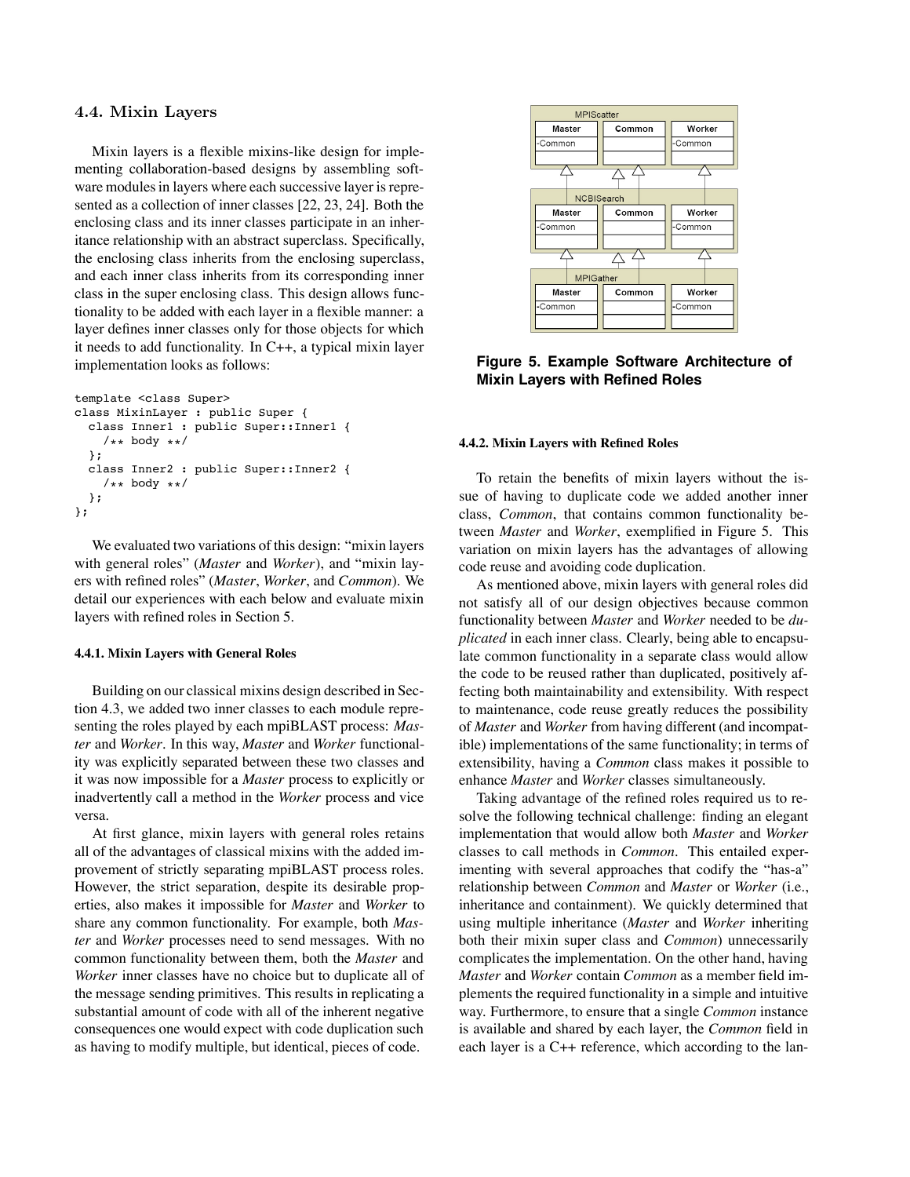### 4.4. Mixin Layers

Mixin layers is a flexible mixins-like design for implementing collaboration-based designs by assembling software modules in layers where each successive layer is represented as a collection of inner classes [22, 23, 24]. Both the enclosing class and its inner classes participate in an inheritance relationship with an abstract superclass. Specifically, the enclosing class inherits from the enclosing superclass, and each inner class inherits from its corresponding inner class in the super enclosing class. This design allows functionality to be added with each layer in a flexible manner: a layer defines inner classes only for those objects for which it needs to add functionality. In C++, a typical mixin layer implementation looks as follows:

```
template <class Super>
class MixinLayer : public Super {
  class Inner1 : public Super::Inner1 {
    /** body **/
  };
  class Inner2 : public Super::Inner2 {
    /** body **/
  };
};
```

We evaluated two variations of this design: "mixin layers with general roles" (*Master* and *Worker*), and "mixin layers with refined roles" (*Master*, *Worker*, and *Common*). We detail our experiences with each below and evaluate mixin layers with refined roles in Section 5.

#### 4.4.1. Mixin Layers with General Roles

Building on our classical mixins design described in Section 4.3, we added two inner classes to each module representing the roles played by each mpiBLAST process: *Master* and *Worker*. In this way, *Master* and *Worker* functionality was explicitly separated between these two classes and it was now impossible for a *Master* process to explicitly or inadvertently call a method in the *Worker* process and vice versa.

At first glance, mixin layers with general roles retains all of the advantages of classical mixins with the added improvement of strictly separating mpiBLAST process roles. However, the strict separation, despite its desirable properties, also makes it impossible for *Master* and *Worker* to share any common functionality. For example, both *Master* and *Worker* processes need to send messages. With no common functionality between them, both the *Master* and *Worker* inner classes have no choice but to duplicate all of the message sending primitives. This results in replicating a substantial amount of code with all of the inherent negative consequences one would expect with code duplication such as having to modify multiple, but identical, pieces of code.

**Figure 5. Example Software Architecture of Mixin Layers with Refined Roles**

#### 4.4.2. Mixin Layers with Refined Roles

To retain the benefits of mixin layers without the issue of having to duplicate code we added another inner class, *Common*, that contains common functionality between *Master* and *Worker*, exemplified in Figure 5. This variation on mixin layers has the advantages of allowing code reuse and avoiding code duplication.

As mentioned above, mixin layers with general roles did not satisfy all of our design objectives because common functionality between *Master* and *Worker* needed to be *duplicated* in each inner class. Clearly, being able to encapsulate common functionality in a separate class would allow the code to be reused rather than duplicated, positively affecting both maintainability and extensibility. With respect to maintenance, code reuse greatly reduces the possibility of *Master* and *Worker* from having different (and incompatible) implementations of the same functionality; in terms of extensibility, having a *Common* class makes it possible to enhance *Master* and *Worker* classes simultaneously.

Taking advantage of the refined roles required us to resolve the following technical challenge: finding an elegant implementation that would allow both *Master* and *Worker* classes to call methods in *Common*. This entailed experimenting with several approaches that codify the "has-a" relationship between *Common* and *Master* or *Worker* (i.e., inheritance and containment). We quickly determined that using multiple inheritance (*Master* and *Worker* inheriting both their mixin super class and *Common*) unnecessarily complicates the implementation. On the other hand, having *Master* and *Worker* contain *Common* as a member field implements the required functionality in a simple and intuitive way. Furthermore, to ensure that a single *Common* instance is available and shared by each layer, the *Common* field in each layer is a C++ reference, which according to the lan-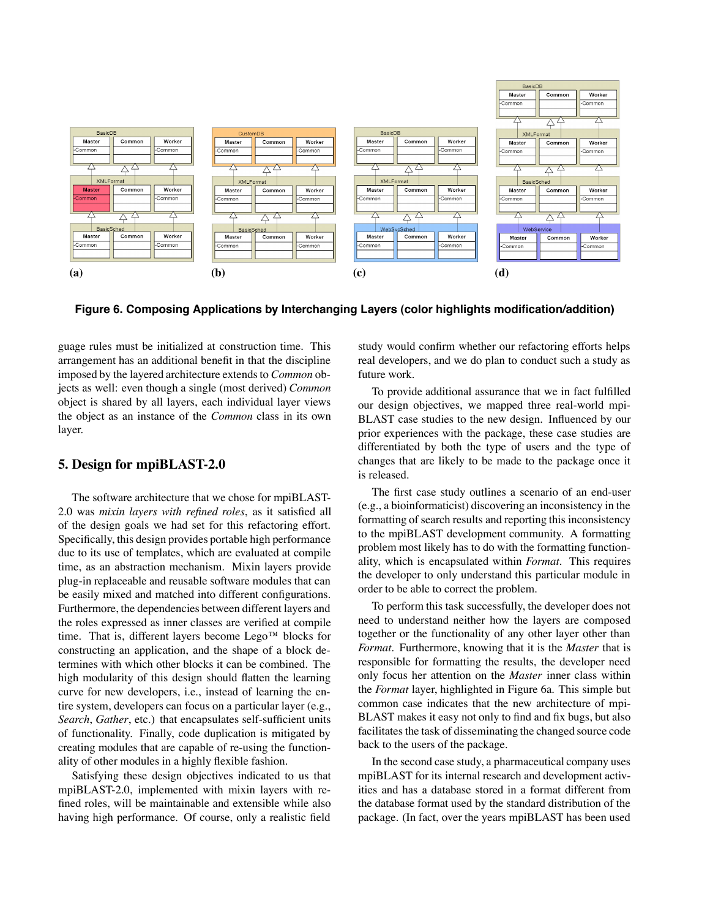BasicDB
Master
-Common
Common
Worker
-Common

XMLFormat
Master
-Common
Common
Worker
-Common

BasicSched
Master
-Common
Common
Worker
-Common

(a)

CustomDB
Master
-Common
Common
Worker
-Common

XMLFormat
Master
-Common
Common
Worker
-Common

BasicSched
Master
-Common
Common
Worker
-Common

(b)

BasicDB
Master
-Common
Common
Worker
-Common

XMLFormat
Master
-Common
Common
Worker
-Common

WebSvcSched
Master
-Common
Common
Worker
-Common

(c)

BasicDB
Master
-Common
Common
Worker
-Common

XMLFormat
Master
-Common
Common
Worker
-Common

BasicSched
Master
-Common
Common
Worker
-Common

WebService
Master
-Common
Common
Worker
-Common

(d)

**Figure 6. Composing Applications by Interchanging Layers (color highlights modification/addition)**

guage rules must be initialized at construction time. This arrangement has an additional benefit in that the discipline imposed by the layered architecture extends to *Common* objects as well: even though a single (most derived) *Common* object is shared by all layers, each individual layer views the object as an instance of the *Common* class in its own layer.

## 5. Design for mpiBLAST-2.0

The software architecture that we chose for mpiBLAST-2.0 was *mixin layers with refined roles*, as it satisfied all of the design goals we had set for this refactoring effort. Specifically, this design provides portable high performance due to its use of templates, which are evaluated at compile time, as an abstraction mechanism. Mixin layers provide plug-in replaceable and reusable software modules that can be easily mixed and matched into different configurations. Furthermore, the dependencies between different layers and the roles expressed as inner classes are verified at compile time. That is, different layers become Lego™ blocks for constructing an application, and the shape of a block determines with which other blocks it can be combined. The high modularity of this design should flatten the learning curve for new developers, i.e., instead of learning the entire system, developers can focus on a particular layer (e.g., *Search*, *Gather*, etc.) that encapsulates self-sufficient units of functionality. Finally, code duplication is mitigated by creating modules that are capable of re-using the functionality of other modules in a highly flexible fashion.

Satisfying these design objectives indicated to us that mpiBLAST-2.0, implemented with mixin layers with refined roles, will be maintainable and extensible while also having high performance. Of course, only a realistic field study would confirm whether our refactoring efforts helps real developers, and we do plan to conduct such a study as future work.

To provide additional assurance that we in fact fulfilled our design objectives, we mapped three real-world mpiBLAST case studies to the new design. Influenced by our prior experiences with the package, these case studies are differentiated by both the type of users and the type of changes that are likely to be made to the package once it is released.

The first case study outlines a scenario of an end-user (e.g., a bioinformaticist) discovering an inconsistency in the formatting of search results and reporting this inconsistency to the mpiBLAST development community. A formatting problem most likely has to do with the formatting functionality, which is encapsulated within *Format*. This requires the developer to only understand this particular module in order to be able to correct the problem.

To perform this task successfully, the developer does not need to understand neither how the layers are composed together or the functionality of any other layer other than *Format*. Furthermore, knowing that it is the *Master* that is responsible for formatting the results, the developer need only focus her attention on the *Master* inner class within the *Format* layer, highlighted in Figure 6a. This simple but common case indicates that the new architecture of mpiBLAST makes it easy not only to find and fix bugs, but also facilitates the task of disseminating the changed source code back to the users of the package.

In the second case study, a pharmaceutical company uses mpiBLAST for its internal research and development activities and has a database stored in a format different from the database format used by the standard distribution of the package. (In fact, over the years mpiBLAST has been used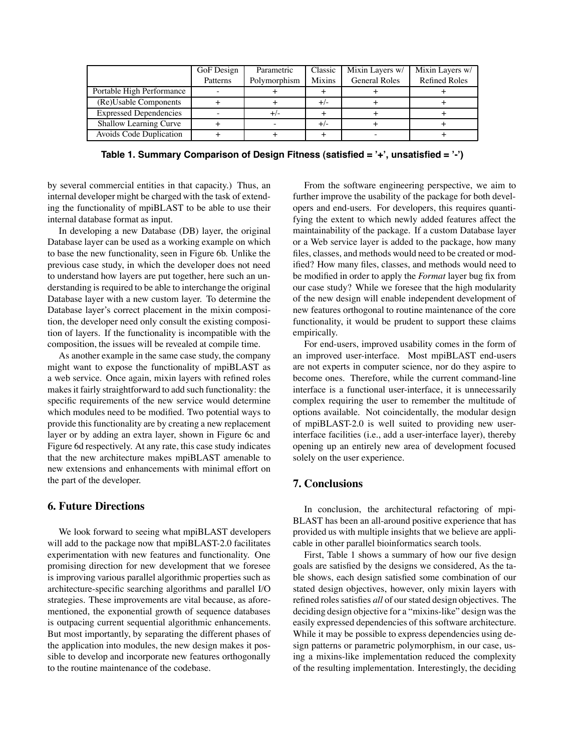| | GoF Design Patterns | Parametric Polymorphism | Classic Mixins | Mixin Layers w/ General Roles | Mixin Layers w/ Refined Roles |
|---|---|---|---|---|---|
| Portable High Performance | - | + | + | + | + |
| (Re)Usable Components | + | + | +/- | + | + |
| Expressed Dependencies | - | +/- | + | + | + |
| Shallow Learning Curve | + | - | +/- | + | + |
| Avoids Code Duplication | + | + | + | - | + |

**Table 1. Summary Comparison of Design Fitness (satisfied = '+', unsatisfied = '-')**

by several commercial entities in that capacity.) Thus, an internal developer might be charged with the task of extending the functionality of mpiBLAST to be able to use their internal database format as input.

In developing a new Database (DB) layer, the original Database layer can be used as a working example on which to base the new functionality, seen in Figure 6b. Unlike the previous case study, in which the developer does not need to understand how layers are put together, here such an understanding is required to be able to interchange the original Database layer with a new custom layer. To determine the Database layer's correct placement in the mixin composition, the developer need only consult the existing composition of layers. If the functionality is incompatible with the composition, the issues will be revealed at compile time.

As another example in the same case study, the company might want to expose the functionality of mpiBLAST as a web service. Once again, mixin layers with refined roles makes it fairly straightforward to add such functionality: the specific requirements of the new service would determine which modules need to be modified. Two potential ways to provide this functionality are by creating a new replacement layer or by adding an extra layer, shown in Figure 6c and Figure 6d respectively. At any rate, this case study indicates that the new architecture makes mpiBLAST amenable to new extensions and enhancements with minimal effort on the part of the developer.

## 6. Future Directions

We look forward to seeing what mpiBLAST developers will add to the package now that mpiBLAST-2.0 facilitates experimentation with new features and functionality. One promising direction for new development that we foresee is improving various parallel algorithmic properties such as architecture-specific searching algorithms and parallel I/O strategies. These improvements are vital because, as aforementioned, the exponential growth of sequence databases is outpacing current sequential algorithmic enhancements. But most importantly, by separating the different phases of the application into modules, the new design makes it possible to develop and incorporate new features orthogonally to the routine maintenance of the codebase.

From the software engineering perspective, we aim to further improve the usability of the package for both developers and end-users. For developers, this requires quantifying the extent to which newly added features affect the maintainability of the package. If a custom Database layer or a Web service layer is added to the package, how many files, classes, and methods would need to be created or modified? How many files, classes, and methods would need to be modified in order to apply the *Format* layer bug fix from our case study? While we foresee that the high modularity of the new design will enable independent development of new features orthogonal to routine maintenance of the core functionality, it would be prudent to support these claims empirically.

For end-users, improved usability comes in the form of an improved user-interface. Most mpiBLAST end-users are not experts in computer science, nor do they aspire to become ones. Therefore, while the current command-line interface is a functional user-interface, it is unnecessarily complex requiring the user to remember the multitude of options available. Not coincidentally, the modular design of mpiBLAST-2.0 is well suited to providing new user-interface facilities (i.e., add a user-interface layer), thereby opening up an entirely new area of development focused solely on the user experience.

## 7. Conclusions

In conclusion, the architectural refactoring of mpiBLAST has been an all-around positive experience that has provided us with multiple insights that we believe are applicable in other parallel bioinformatics search tools.

First, Table 1 shows a summary of how our five design goals are satisfied by the designs we considered, As the table shows, each design satisfied some combination of our stated design objectives, however, only mixin layers with refined roles satisfies *all* of our stated design objectives. The deciding design objective for a "mixins-like" design was the easily expressed dependencies of this software architecture. While it may be possible to express dependencies using design patterns or parametric polymorphism, in our case, using a mixins-like implementation reduced the complexity of the resulting implementation. Interestingly, the deciding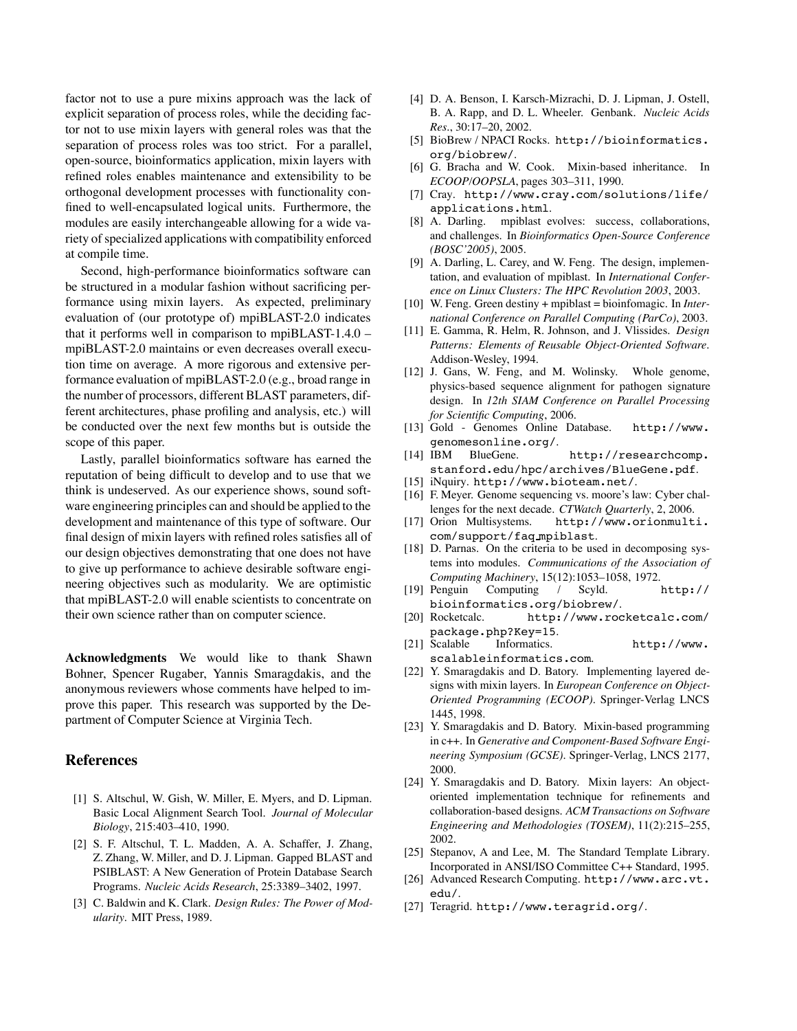factor not to use a pure mixins approach was the lack of explicit separation of process roles, while the deciding factor not to use mixin layers with general roles was that the separation of process roles was too strict. For a parallel, open-source, bioinformatics application, mixin layers with refined roles enables maintenance and extensibility to be orthogonal development processes with functionality confined to well-encapsulated logical units. Furthermore, the modules are easily interchangeable allowing for a wide variety of specialized applications with compatibility enforced at compile time.

Second, high-performance bioinformatics software can be structured in a modular fashion without sacrificing performance using mixin layers. As expected, preliminary evaluation of (our prototype of) mpiBLAST-2.0 indicates that it performs well in comparison to mpiBLAST-1.4.0 – mpiBLAST-2.0 maintains or even decreases overall execution time on average. A more rigorous and extensive performance evaluation of mpiBLAST-2.0 (e.g., broad range in the number of processors, different BLAST parameters, different architectures, phase profiling and analysis, etc.) will be conducted over the next few months but is outside the scope of this paper.

Lastly, parallel bioinformatics software has earned the reputation of being difficult to develop and to use that we think is undeserved. As our experience shows, sound software engineering principles can and should be applied to the development and maintenance of this type of software. Our final design of mixin layers with refined roles satisfies all of our design objectives demonstrating that one does not have to give up performance to achieve desirable software engineering objectives such as modularity. We are optimistic that mpiBLAST-2.0 will enable scientists to concentrate on their own science rather than on computer science.

**Acknowledgments** We would like to thank Shawn Bohner, Spencer Rugaber, Yannis Smaragdakis, and the anonymous reviewers whose comments have helped to improve this paper. This research was supported by the Department of Computer Science at Virginia Tech.

## References

[1] S. Altschul, W. Gish, W. Miller, E. Myers, and D. Lipman. Basic Local Alignment Search Tool. *Journal of Molecular Biology*, 215:403–410, 1990.

[2] S. F. Altschul, T. L. Madden, A. A. Schaffer, J. Zhang, Z. Zhang, W. Miller, and D. J. Lipman. Gapped BLAST and PSIBLAST: A New Generation of Protein Database Search Programs. *Nucleic Acids Research*, 25:3389–3402, 1997.

[3] C. Baldwin and K. Clark. *Design Rules: The Power of Modularity*. MIT Press, 1989.

[4] D. A. Benson, I. Karsch-Mizrachi, D. J. Lipman, J. Ostell, B. A. Rapp, and D. L. Wheeler. Genbank. *Nucleic Acids Res.*, 30:17–20, 2002.

[5] BioBrew / NPACI Rocks. http://bioinformatics.org/biobrew/.

[6] G. Bracha and W. Cook. Mixin-based inheritance. In *ECOOP/OOPSLA*, pages 303–311, 1990.

[7] Cray. http://www.cray.com/solutions/life/applications.html.

[8] A. Darling. mpiblast evolves: success, collaborations, and challenges. In *Bioinformatics Open-Source Conference (BOSC'2005)*, 2005.

[9] A. Darling, L. Carey, and W. Feng. The design, implementation, and evaluation of mpiblast. In *International Conference on Linux Clusters: The HPC Revolution 2003*, 2003.

[10] W. Feng. Green destiny + mpiblast = bioinfomagic. In *International Conference on Parallel Computing (ParCo)*, 2003.

[11] E. Gamma, R. Helm, R. Johnson, and J. Vlissides. *Design Patterns: Elements of Reusable Object-Oriented Software*. Addison-Wesley, 1994.

[12] J. Gans, W. Feng, and M. Wolinsky. Whole genome, physics-based sequence alignment for pathogen signature design. In *12th SIAM Conference on Parallel Processing for Scientific Computing*, 2006.

[13] Gold - Genomes Online Database. http://www.genomesonline.org/.

[14] IBM BlueGene. http://researchcomp.stanford.edu/hpc/archives/BlueGene.pdf.

[15] iNquiry. http://www.bioteam.net/.

[16] F. Meyer. Genome sequencing vs. moore's law: Cyber challenges for the next decade. *CTWatch Quarterly*, 2, 2006.

[17] Orion Multisystems. http://www.orionmulti.com/support/faq_mpiblast.

[18] D. Parnas. On the criteria to be used in decomposing systems into modules. *Communications of the Association of Computing Machinery*, 15(12):1053–1058, 1972.

[19] Penguin Computing / Scyld. http://bioinformatics.org/biobrew/.

[20] Rocketcalc. http://www.rocketcalc.com/package.php?Key=15.

[21] Scalable Informatics. http://www.scalableinformatics.com.

[22] Y. Smaragdakis and D. Batory. Implementing layered designs with mixin layers. In *European Conference on Object-Oriented Programming (ECOOP)*. Springer-Verlag LNCS 1445, 1998.

[23] Y. Smaragdakis and D. Batory. Mixin-based programming in c++. In *Generative and Component-Based Software Engineering Symposium (GCSE)*. Springer-Verlag, LNCS 2177, 2000.

[24] Y. Smaragdakis and D. Batory. Mixin layers: An object-oriented implementation technique for refinements and collaboration-based designs. *ACM Transactions on Software Engineering and Methodologies (TOSEM)*, 11(2):215–255, 2002.

[25] Stepanov, A and Lee, M. The Standard Template Library. Incorporated in ANSI/ISO Committee C++ Standard, 1995.

[26] Advanced Research Computing. http://www.arc.vt.edu/.

[27] Teragrid. http://www.teragrid.org/.